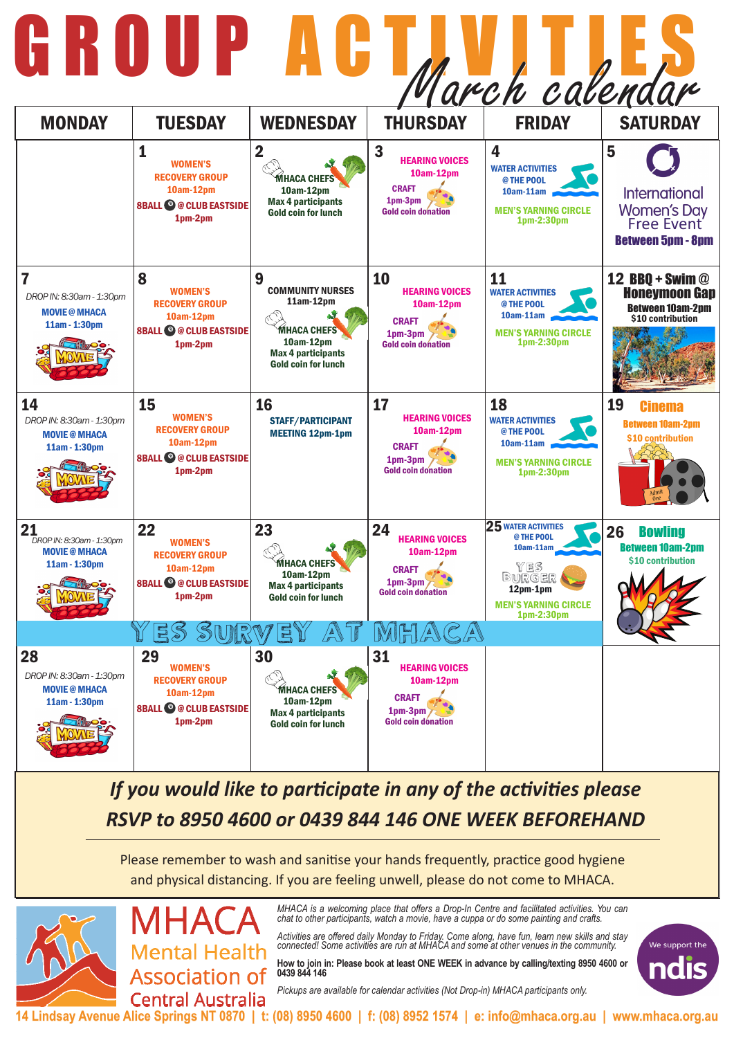# GROUP ACTIVITIES

## March calendar

| MONDAY | TUESDAY | WEDNESDAY | THURSDAY | FRIDAY | SATURDAY |
|---|---|---|---|---|---|
| | **1** WOMEN'S RECOVERY GROUP 10am-12pm; 8BALL @ CLUB EASTSIDE 1pm-2pm | **2** MHACA CHEFS 10am-12pm Max 4 participants Gold coin for lunch | **3** HEARING VOICES 10am-12pm; CRAFT 1pm-3pm Gold coin donation | **4** WATER ACTIVITIES @ THE POOL 10am-11am; MEN'S YARNING CIRCLE 1pm-2:30pm | **5** International Women's Day Free Event Between 5pm - 8pm |
| **7** DROP IN: 8:30am - 1:30pm; MOVIE @ MHACA 11am - 1:30pm | **8** WOMEN'S RECOVERY GROUP 10am-12pm; 8BALL @ CLUB EASTSIDE 1pm-2pm | **9** COMMUNITY NURSES 11am-12pm; MHACA CHEFS 10am-12pm Max 4 participants Gold coin for lunch | **10** HEARING VOICES 10am-12pm; CRAFT 1pm-3pm Gold coin donation | **11** WATER ACTIVITIES @ THE POOL 10am-11am; MEN'S YARNING CIRCLE 1pm-2:30pm | **12** BBQ + Swim @ Honeymoon Gap Between 10am-2pm $10 contribution |
| **14** DROP IN: 8:30am - 1:30pm; MOVIE @ MHACA 11am - 1:30pm | **15** WOMEN'S RECOVERY GROUP 10am-12pm; 8BALL @ CLUB EASTSIDE 1pm-2pm | **16** STAFF/PARTICIPANT MEETING 12pm-1pm | **17** HEARING VOICES 10am-12pm; CRAFT 1pm-3pm Gold coin donation | **18** WATER ACTIVITIES @ THE POOL 10am-11am; MEN'S YARNING CIRCLE 1pm-2:30pm | **19** Cinema Between 10am-2pm $10 contribution |
| **21** DROP IN: 8:30am - 1:30pm; MOVIE @ MHACA 11am - 1:30pm | **22** WOMEN'S RECOVERY GROUP 10am-12pm; 8BALL @ CLUB EASTSIDE 1pm-2pm | **23** MHACA CHEFS 10am-12pm Max 4 participants Gold coin for lunch | **24** HEARING VOICES 10am-12pm; CRAFT 1pm-3pm Gold coin donation | **25** WATER ACTIVITIES @ THE POOL 10am-11am; YES BURGER 12pm-1pm; MEN'S YARNING CIRCLE 1pm-2:30pm | **26** Bowling Between 10am-2pm $10 contribution |
| YES SURVEY AT MHACA | | | | | |
| **28** DROP IN: 8:30am - 1:30pm; MOVIE @ MHACA 11am - 1:30pm | **29** WOMEN'S RECOVERY GROUP 10am-12pm; 8BALL @ CLUB EASTSIDE 1pm-2pm | **30** MHACA CHEFS 10am-12pm Max 4 participants Gold coin for lunch | **31** HEARING VOICES 10am-12pm; CRAFT 1pm-3pm Gold coin donation | | |

***If you would like to participate in any of the activities please RSVP to 8950 4600 or 0439 844 146 ONE WEEK BEFOREHAND***

Please remember to wash and sanitise your hands frequently, practice good hygiene and physical distancing. If you are feeling unwell, please do not come to MHACA.

**MHACA**
Mental Health Association of Central Australia

*MHACA is a welcoming place that offers a Drop-In Centre and facilitated activities. You can chat to other participants, watch a movie, have a cuppa or do some painting and crafts.*

*Activities are offered daily Monday to Friday. Come along, have fun, learn new skills and stay connected! Some activities are run at MHACA and some at other venues in the community.*

**How to join in: Please book at least ONE WEEK in advance by calling/texting 8950 4600 or 0439 844 146**

*Pickups are available for calendar activities (Not Drop-in) MHACA participants only.*

We support the ndis

14 Lindsay Avenue Alice Springs NT 0870 | t: (08) 8950 4600 | f: (08) 8952 1574 | e: info@mhaca.org.au | www.mhaca.org.au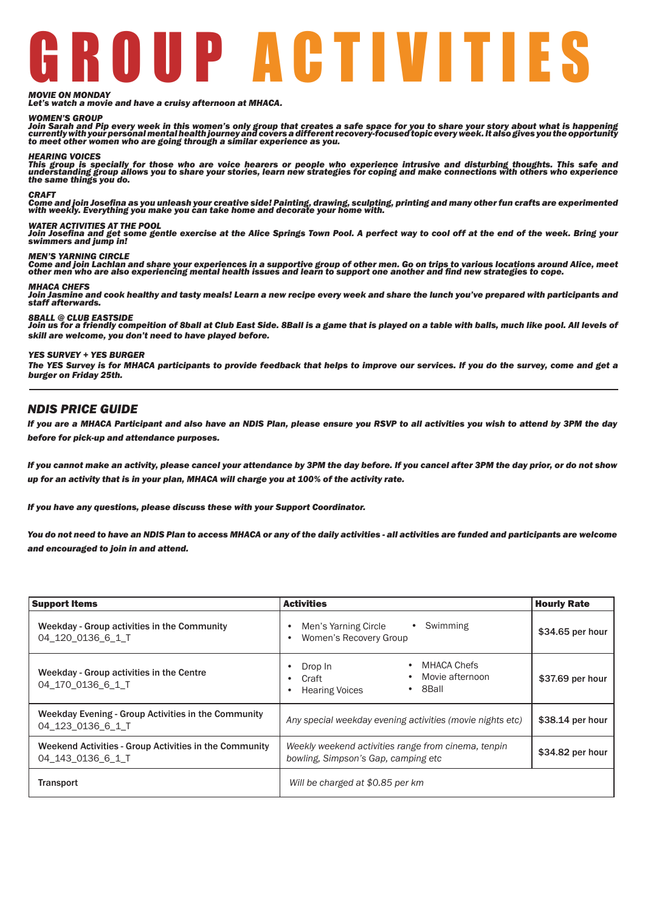# GROUP ACTIVITIES

***MOVIE ON MONDAY***
***Let's watch a movie and have a cruisy afternoon at MHACA.***

***WOMEN'S GROUP***
***Join Sarah and Pip every week in this women's only group that creates a safe space for you to share your story about what is happening currently with your personal mental health journey and covers a different recovery-focused topic every week. It also gives you the opportunity to meet other women who are going through a similar experience as you.***

***HEARING VOICES***
***This group is specially for those who are voice hearers or people who experience intrusive and disturbing thoughts. This safe and understanding group allows you to share your stories, learn new strategies for coping and make connections with others who experience the same things you do.***

***CRAFT***
***Come and join Josefina as you unleash your creative side! Painting, drawing, sculpting, printing and many other fun crafts are experimented with weekly. Everything you make you can take home and decorate your home with.***

***WATER ACTIVITIES AT THE POOL***
***Join Josefina and get some gentle exercise at the Alice Springs Town Pool. A perfect way to cool off at the end of the week. Bring your swimmers and jump in!***

***MEN'S YARNING CIRCLE***
***Come and join Lachlan and share your experiences in a supportive group of other men. Go on trips to various locations around Alice, meet other men who are also experiencing mental health issues and learn to support one another and find new strategies to cope.***

***MHACA CHEFS***
***Join Jasmine and cook healthy and tasty meals! Learn a new recipe every week and share the lunch you've prepared with participants and staff afterwards.***

***8BALL @ CLUB EASTSIDE***
***Join us for a friendly compeition of 8ball at Club East Side. 8Ball is a game that is played on a table with balls, much like pool. All levels of skill are welcome, you don't need to have played before.***

***YES SURVEY + YES BURGER***
***The YES Survey is for MHACA participants to provide feedback that helps to improve our services. If you do the survey, come and get a burger on Friday 25th.***

---

## *NDIS PRICE GUIDE*

***If you are a MHACA Participant and also have an NDIS Plan, please ensure you RSVP to all activities you wish to attend by 3PM the day before for pick-up and attendance purposes.***

***If you cannot make an activity, please cancel your attendance by 3PM the day before. If you cancel after 3PM the day prior, or do not show up for an activity that is in your plan, MHACA will charge you at 100% of the activity rate.***

***If you have any questions, please discuss these with your Support Coordinator.***

***You do not need to have an NDIS Plan to access MHACA or any of the daily activities - all activities are funded and participants are welcome and encouraged to join in and attend.***

| **Support Items** | **Activities** | **Hourly Rate** |
|---|---|---|
| Weekday - Group activities in the Community<br>04_120_0136_6_1_T | • Men's Yarning Circle<br>• Women's Recovery Group<br>• Swimming | **$34.65 per hour** |
| Weekday - Group activities in the Centre<br>04_170_0136_6_1_T | • Drop In<br>• Craft<br>• Hearing Voices<br>• MHACA Chefs<br>• Movie afternoon<br>• 8Ball | **$37.69 per hour** |
| Weekday Evening - Group Activities in the Community<br>04_123_0136_6_1_T | *Any special weekday evening activities (movie nights etc)* | **$38.14 per hour** |
| Weekend Activities - Group Activities in the Community<br>04_143_0136_6_1_T | *Weekly weekend activities range from cinema, tenpin bowling, Simpson's Gap, camping etc* | **$34.82 per hour** |
| Transport | *Will be charged at $0.85 per km* | |